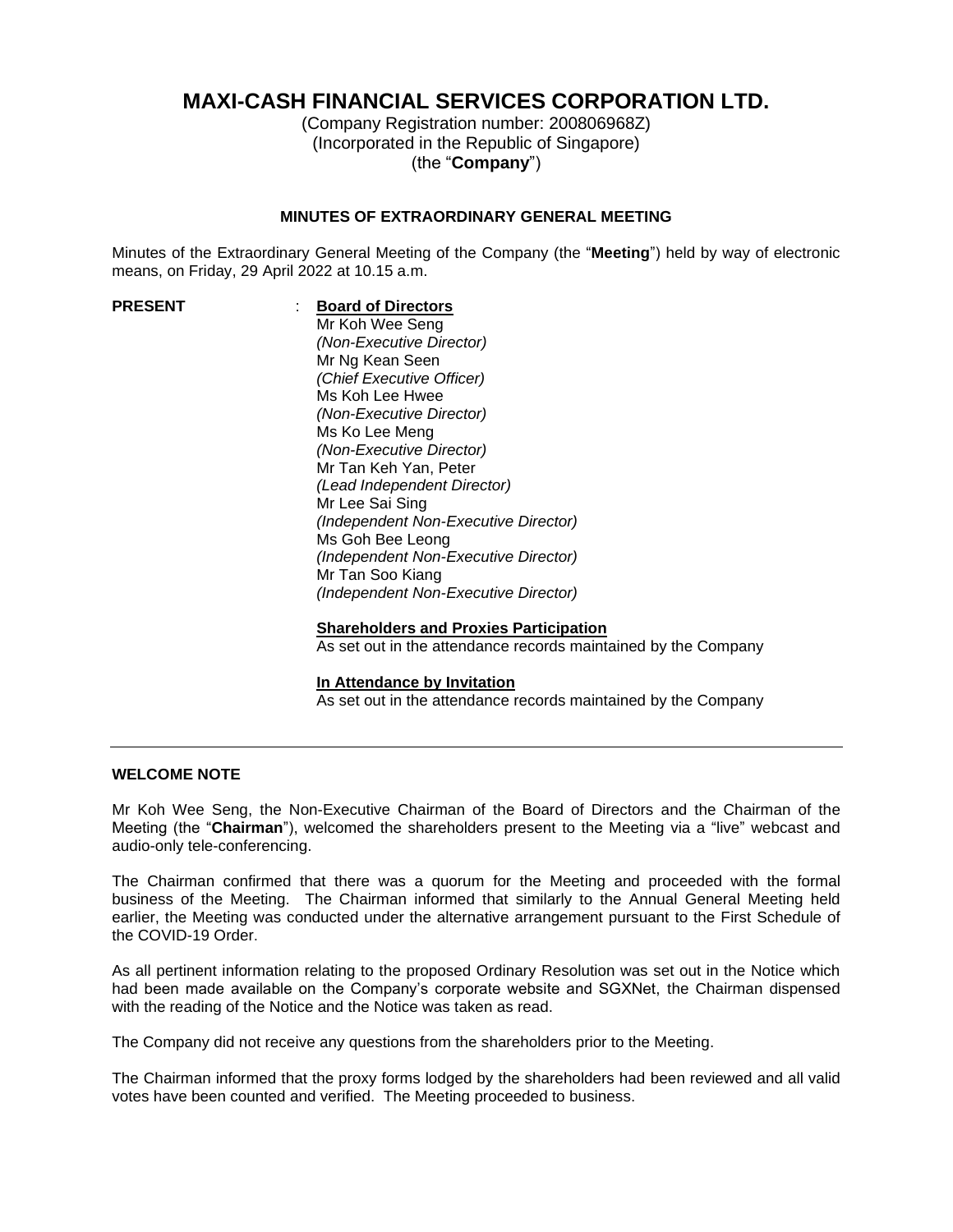# MAXI-CASH FINANCIAL SERVICES CORPORATION LTD.

(Company Registration number: 200806968Z)
(Incorporated in the Republic of Singapore)
(the "**Company**")

## MINUTES OF EXTRAORDINARY GENERAL MEETING

Minutes of the Extraordinary General Meeting of the Company (the "**Meeting**") held by way of electronic means, on Friday, 29 April 2022 at 10.15 a.m.

**PRESENT** : **Board of Directors**

Mr Koh Wee Seng
*(Non-Executive Director)*
Mr Ng Kean Seen
*(Chief Executive Officer)*
Ms Koh Lee Hwee
*(Non-Executive Director)*
Ms Ko Lee Meng
*(Non-Executive Director)*
Mr Tan Keh Yan, Peter
*(Lead Independent Director)*
Mr Lee Sai Sing
*(Independent Non-Executive Director)*
Ms Goh Bee Leong
*(Independent Non-Executive Director)*
Mr Tan Soo Kiang
*(Independent Non-Executive Director)*

**Shareholders and Proxies Participation**

As set out in the attendance records maintained by the Company

**In Attendance by Invitation**

As set out in the attendance records maintained by the Company

---

### WELCOME NOTE

Mr Koh Wee Seng, the Non-Executive Chairman of the Board of Directors and the Chairman of the Meeting (the "**Chairman**"), welcomed the shareholders present to the Meeting via a "live" webcast and audio-only tele-conferencing.

The Chairman confirmed that there was a quorum for the Meeting and proceeded with the formal business of the Meeting. The Chairman informed that similarly to the Annual General Meeting held earlier, the Meeting was conducted under the alternative arrangement pursuant to the First Schedule of the COVID-19 Order.

As all pertinent information relating to the proposed Ordinary Resolution was set out in the Notice which had been made available on the Company's corporate website and SGXNet, the Chairman dispensed with the reading of the Notice and the Notice was taken as read.

The Company did not receive any questions from the shareholders prior to the Meeting.

The Chairman informed that the proxy forms lodged by the shareholders had been reviewed and all valid votes have been counted and verified. The Meeting proceeded to business.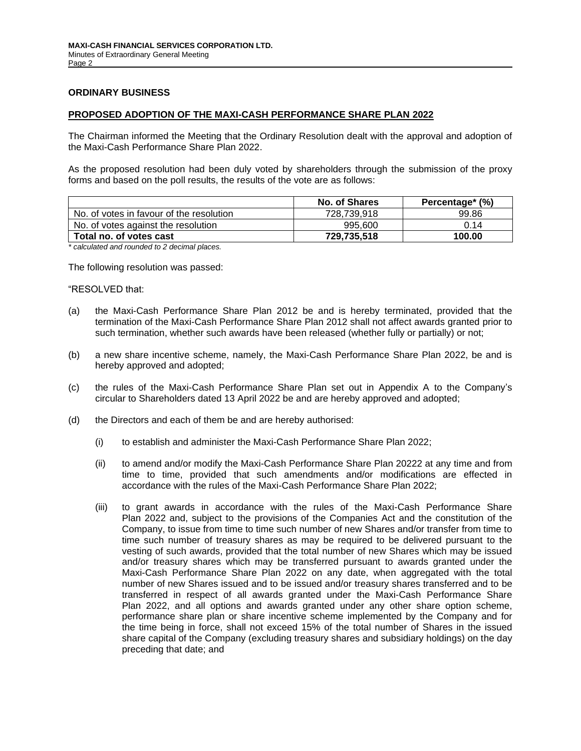## ORDINARY BUSINESS

### PROPOSED ADOPTION OF THE MAXI-CASH PERFORMANCE SHARE PLAN 2022

The Chairman informed the Meeting that the Ordinary Resolution dealt with the approval and adoption of the Maxi-Cash Performance Share Plan 2022.

As the proposed resolution had been duly voted by shareholders through the submission of the proxy forms and based on the poll results, the results of the vote are as follows:

| | No. of Shares | Percentage* (%) |
|---|---|---|
| No. of votes in favour of the resolution | 728,739,918 | 99.86 |
| No. of votes against the resolution | 995,600 | 0.14 |
| **Total no. of votes cast** | **729,735,518** | **100.00** |

*\* calculated and rounded to 2 decimal places.*

The following resolution was passed:

"RESOLVED that:

(a) the Maxi-Cash Performance Share Plan 2012 be and is hereby terminated, provided that the termination of the Maxi-Cash Performance Share Plan 2012 shall not affect awards granted prior to such termination, whether such awards have been released (whether fully or partially) or not;

(b) a new share incentive scheme, namely, the Maxi-Cash Performance Share Plan 2022, be and is hereby approved and adopted;

(c) the rules of the Maxi-Cash Performance Share Plan set out in Appendix A to the Company's circular to Shareholders dated 13 April 2022 be and are hereby approved and adopted;

(d) the Directors and each of them be and are hereby authorised:

   (i) to establish and administer the Maxi-Cash Performance Share Plan 2022;

   (ii) to amend and/or modify the Maxi-Cash Performance Share Plan 20222 at any time and from time to time, provided that such amendments and/or modifications are effected in accordance with the rules of the Maxi-Cash Performance Share Plan 2022;

   (iii) to grant awards in accordance with the rules of the Maxi-Cash Performance Share Plan 2022 and, subject to the provisions of the Companies Act and the constitution of the Company, to issue from time to time such number of new Shares and/or transfer from time to time such number of treasury shares as may be required to be delivered pursuant to the vesting of such awards, provided that the total number of new Shares which may be issued and/or treasury shares which may be transferred pursuant to awards granted under the Maxi-Cash Performance Share Plan 2022 on any date, when aggregated with the total number of new Shares issued and to be issued and/or treasury shares transferred and to be transferred in respect of all awards granted under the Maxi-Cash Performance Share Plan 2022, and all options and awards granted under any other share option scheme, performance share plan or share incentive scheme implemented by the Company and for the time being in force, shall not exceed 15% of the total number of Shares in the issued share capital of the Company (excluding treasury shares and subsidiary holdings) on the day preceding that date; and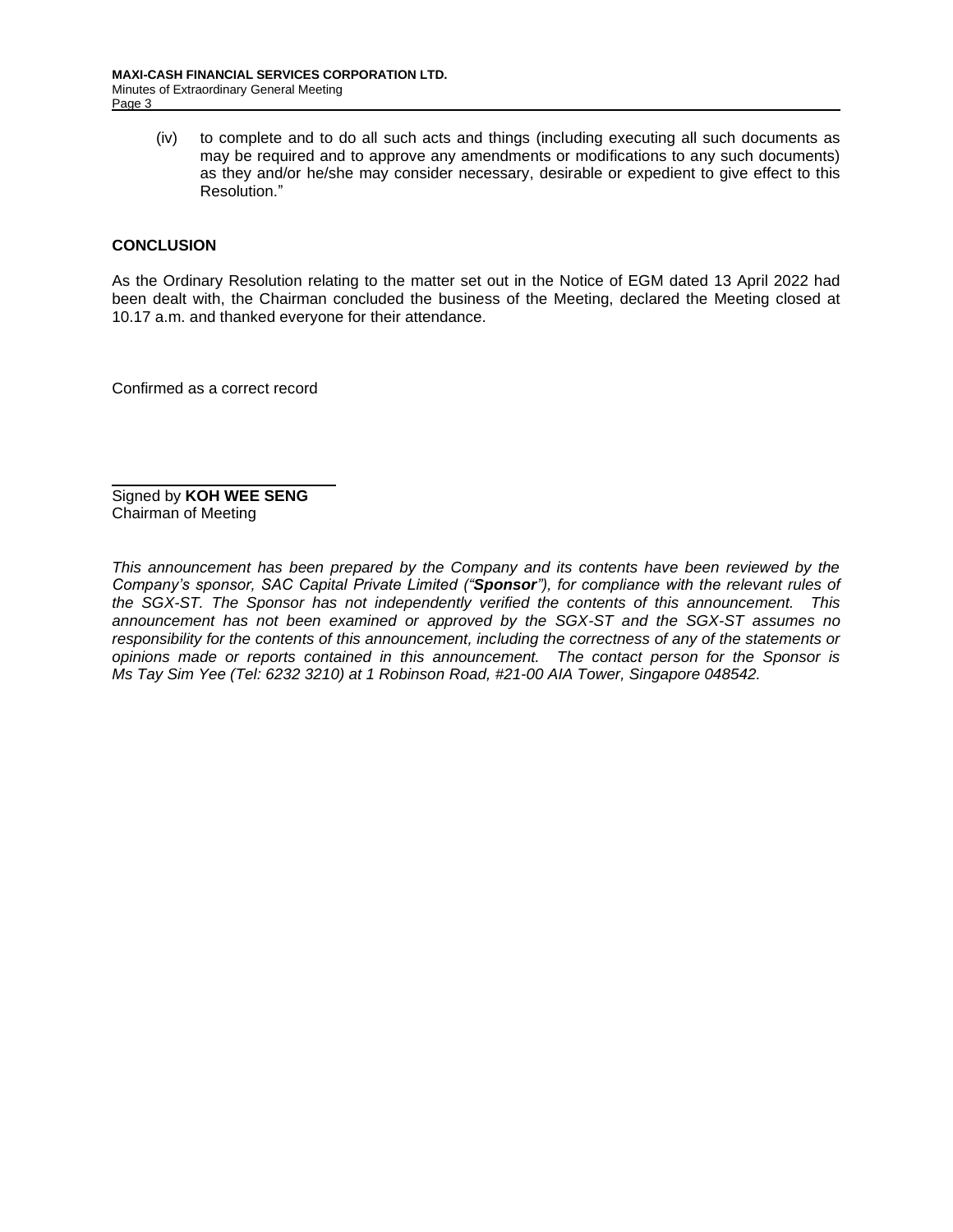(iv) to complete and to do all such acts and things (including executing all such documents as may be required and to approve any amendments or modifications to any such documents) as they and/or he/she may consider necessary, desirable or expedient to give effect to this Resolution."

## CONCLUSION

As the Ordinary Resolution relating to the matter set out in the Notice of EGM dated 13 April 2022 had been dealt with, the Chairman concluded the business of the Meeting, declared the Meeting closed at 10.17 a.m. and thanked everyone for their attendance.

Confirmed as a correct record

\_\_\_\_\_\_\_\_\_\_\_\_\_\_\_\_\_\_\_\_\_\_\_\_\_\_\_\_

Signed by **KOH WEE SENG**
Chairman of Meeting

*This announcement has been prepared by the Company and its contents have been reviewed by the Company's sponsor, SAC Capital Private Limited ("**Sponsor**"), for compliance with the relevant rules of the SGX-ST. The Sponsor has not independently verified the contents of this announcement. This announcement has not been examined or approved by the SGX-ST and the SGX-ST assumes no responsibility for the contents of this announcement, including the correctness of any of the statements or opinions made or reports contained in this announcement. The contact person for the Sponsor is Ms Tay Sim Yee (Tel: 6232 3210) at 1 Robinson Road, #21-00 AIA Tower, Singapore 048542.*